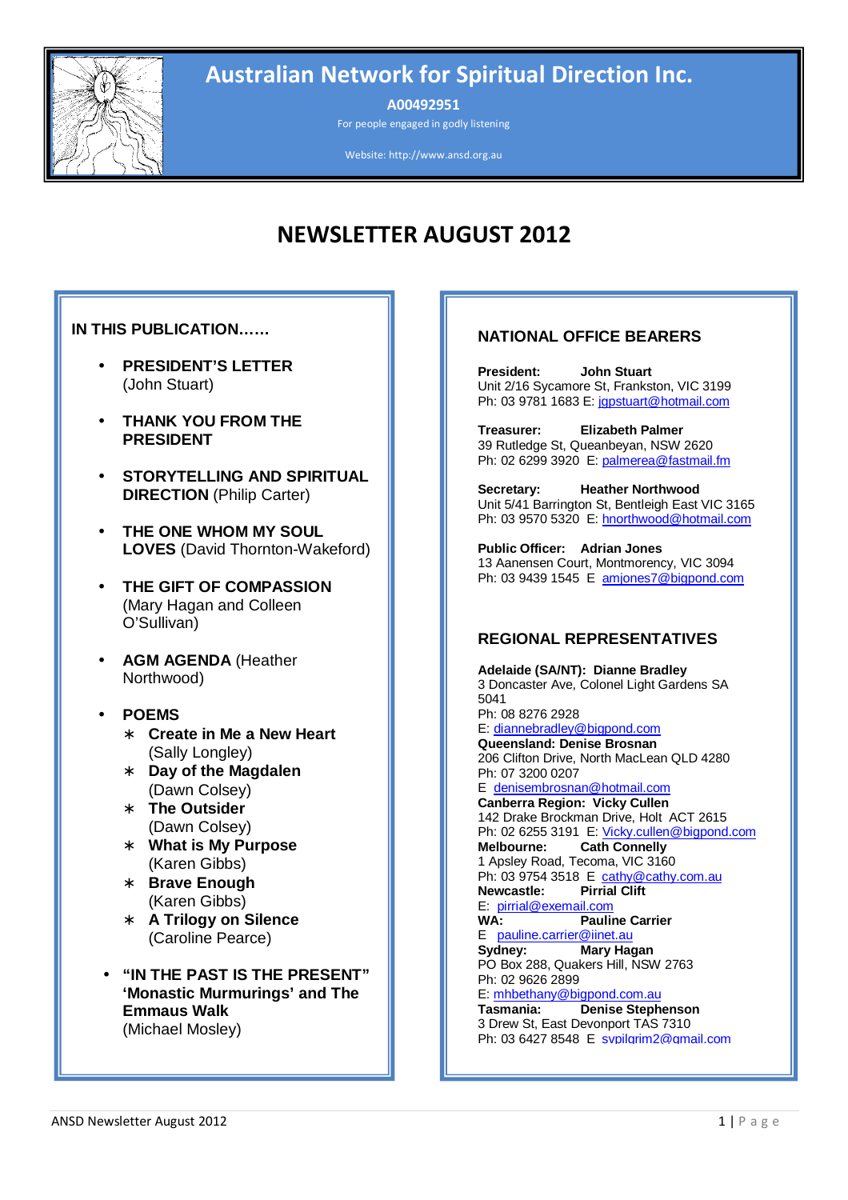# Australian Network for Spiritual Direction Inc.

**A00492951**

For people engaged in godly listening

Website: http://www.ansd.org.au

# NEWSLETTER AUGUST 2012

## IN THIS PUBLICATION……

- **PRESIDENT'S LETTER** (John Stuart)
- **THANK YOU FROM THE PRESIDENT**
- **STORYTELLING AND SPIRITUAL DIRECTION** (Philip Carter)
- **THE ONE WHOM MY SOUL LOVES** (David Thornton-Wakeford)
- **THE GIFT OF COMPASSION** (Mary Hagan and Colleen O'Sullivan)
- **AGM AGENDA** (Heather Northwood)
- **POEMS**
  - **Create in Me a New Heart** (Sally Longley)
  - **Day of the Magdalen** (Dawn Colsey)
  - **The Outsider** (Dawn Colsey)
  - **What is My Purpose** (Karen Gibbs)
  - **Brave Enough** (Karen Gibbs)
  - **A Trilogy on Silence** (Caroline Pearce)
- **"IN THE PAST IS THE PRESENT" 'Monastic Murmurings' and The Emmaus Walk** (Michael Mosley)

## NATIONAL OFFICE BEARERS

**President:** **John Stuart**
Unit 2/16 Sycamore St, Frankston, VIC 3199
Ph: 03 9781 1683 E: jgpstuart@hotmail.com

**Treasurer:** **Elizabeth Palmer**
39 Rutledge St, Queanbeyan, NSW 2620
Ph: 02 6299 3920 E: palmerea@fastmail.fm

**Secretary:** **Heather Northwood**
Unit 5/41 Barrington St, Bentleigh East VIC 3165
Ph: 03 9570 5320 E: hnorthwood@hotmail.com

**Public Officer:** **Adrian Jones**
13 Aanensen Court, Montmorency, VIC 3094
Ph: 03 9439 1545 E amjones7@bigpond.com

## REGIONAL REPRESENTATIVES

**Adelaide (SA/NT): Dianne Bradley**
3 Doncaster Ave, Colonel Light Gardens SA 5041
Ph: 08 8276 2928
E: diannebradley@bigpond.com

**Queensland: Denise Brosnan**
206 Clifton Drive, North MacLean QLD 4280
Ph: 07 3200 0207
E denisembrosnan@hotmail.com

**Canberra Region: Vicky Cullen**
142 Drake Brockman Drive, Holt ACT 2615
Ph: 02 6255 3191 E: Vicky.cullen@bigpond.com

**Melbourne:** **Cath Connelly**
1 Apsley Road, Tecoma, VIC 3160
Ph: 03 9754 3518 E cathy@cathy.com.au

**Newcastle:** **Pirrial Clift**
E: pirrial@exemail.com

**WA:** **Pauline Carrier**
E pauline.carrier@iinet.au

**Sydney:** **Mary Hagan**
PO Box 288, Quakers Hill, NSW 2763
Ph: 02 9626 2899
E: mhbethany@bigpond.com.au

**Tasmania:** **Denise Stephenson**
3 Drew St, East Devonport TAS 7310
Ph: 03 6427 8548 E svpilgrim2@gmail.com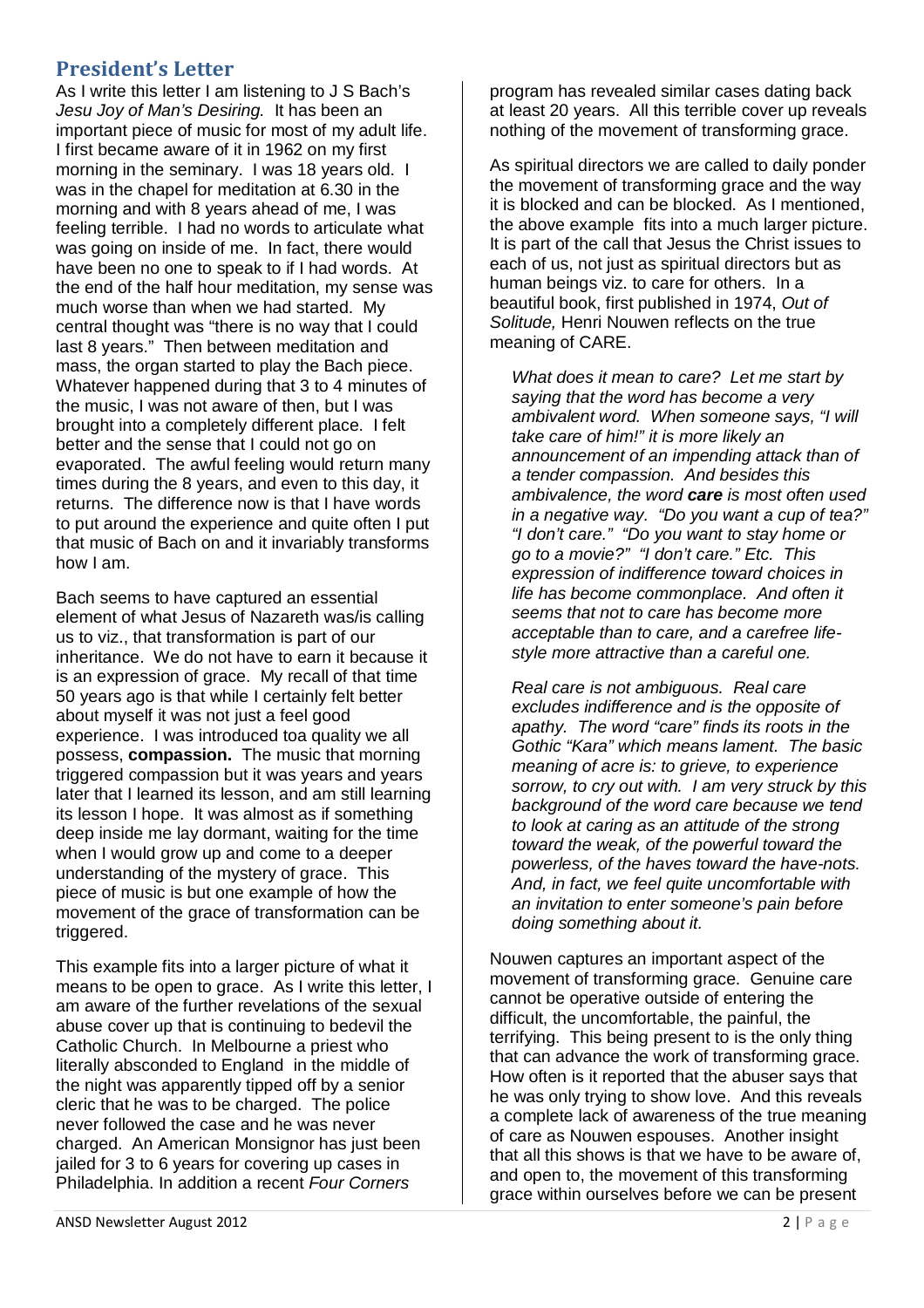## President's Letter

As I write this letter I am listening to J S Bach's *Jesu Joy of Man's Desiring.* It has been an important piece of music for most of my adult life. I first became aware of it in 1962 on my first morning in the seminary. I was 18 years old. I was in the chapel for meditation at 6.30 in the morning and with 8 years ahead of me, I was feeling terrible. I had no words to articulate what was going on inside of me. In fact, there would have been no one to speak to if I had words. At the end of the half hour meditation, my sense was much worse than when we had started. My central thought was "there is no way that I could last 8 years." Then between meditation and mass, the organ started to play the Bach piece. Whatever happened during that 3 to 4 minutes of the music, I was not aware of then, but I was brought into a completely different place. I felt better and the sense that I could not go on evaporated. The awful feeling would return many times during the 8 years, and even to this day, it returns. The difference now is that I have words to put around the experience and quite often I put that music of Bach on and it invariably transforms how I am.

Bach seems to have captured an essential element of what Jesus of Nazareth was/is calling us to viz., that transformation is part of our inheritance. We do not have to earn it because it is an expression of grace. My recall of that time 50 years ago is that while I certainly felt better about myself it was not just a feel good experience. I was introduced toa quality we all possess, **compassion.** The music that morning triggered compassion but it was years and years later that I learned its lesson, and am still learning its lesson I hope. It was almost as if something deep inside me lay dormant, waiting for the time when I would grow up and come to a deeper understanding of the mystery of grace. This piece of music is but one example of how the movement of the grace of transformation can be triggered.

This example fits into a larger picture of what it means to be open to grace. As I write this letter, I am aware of the further revelations of the sexual abuse cover up that is continuing to bedevil the Catholic Church. In Melbourne a priest who literally absconded to England in the middle of the night was apparently tipped off by a senior cleric that he was to be charged. The police never followed the case and he was never charged. An American Monsignor has just been jailed for 3 to 6 years for covering up cases in Philadelphia. In addition a recent *Four Corners* program has revealed similar cases dating back at least 20 years. All this terrible cover up reveals nothing of the movement of transforming grace.

As spiritual directors we are called to daily ponder the movement of transforming grace and the way it is blocked and can be blocked. As I mentioned, the above example fits into a much larger picture. It is part of the call that Jesus the Christ issues to each of us, not just as spiritual directors but as human beings viz. to care for others. In a beautiful book, first published in 1974, *Out of Solitude,* Henri Nouwen reflects on the true meaning of CARE.

> *What does it mean to care? Let me start by saying that the word has become a very ambivalent word. When someone says, "I will take care of him!" it is more likely an announcement of an impending attack than of a tender compassion. And besides this ambivalence, the word **care** is most often used in a negative way. "Do you want a cup of tea?" "I don't care." "Do you want to stay home or go to a movie?" "I don't care." Etc. This expression of indifference toward choices in life has become commonplace. And often it seems that not to care has become more acceptable than to care, and a carefree life-style more attractive than a careful one.*
>
> *Real care is not ambiguous. Real care excludes indifference and is the opposite of apathy. The word "care" finds its roots in the Gothic "Kara" which means lament. The basic meaning of acre is: to grieve, to experience sorrow, to cry out with. I am very struck by this background of the word care because we tend to look at caring as an attitude of the strong toward the weak, of the powerful toward the powerless, of the haves toward the have-nots. And, in fact, we feel quite uncomfortable with an invitation to enter someone's pain before doing something about it.*

Nouwen captures an important aspect of the movement of transforming grace. Genuine care cannot be operative outside of entering the difficult, the uncomfortable, the painful, the terrifying. This being present to is the only thing that can advance the work of transforming grace. How often is it reported that the abuser says that he was only trying to show love. And this reveals a complete lack of awareness of the true meaning of care as Nouwen espouses. Another insight that all this shows is that we have to be aware of, and open to, the movement of this transforming grace within ourselves before we can be present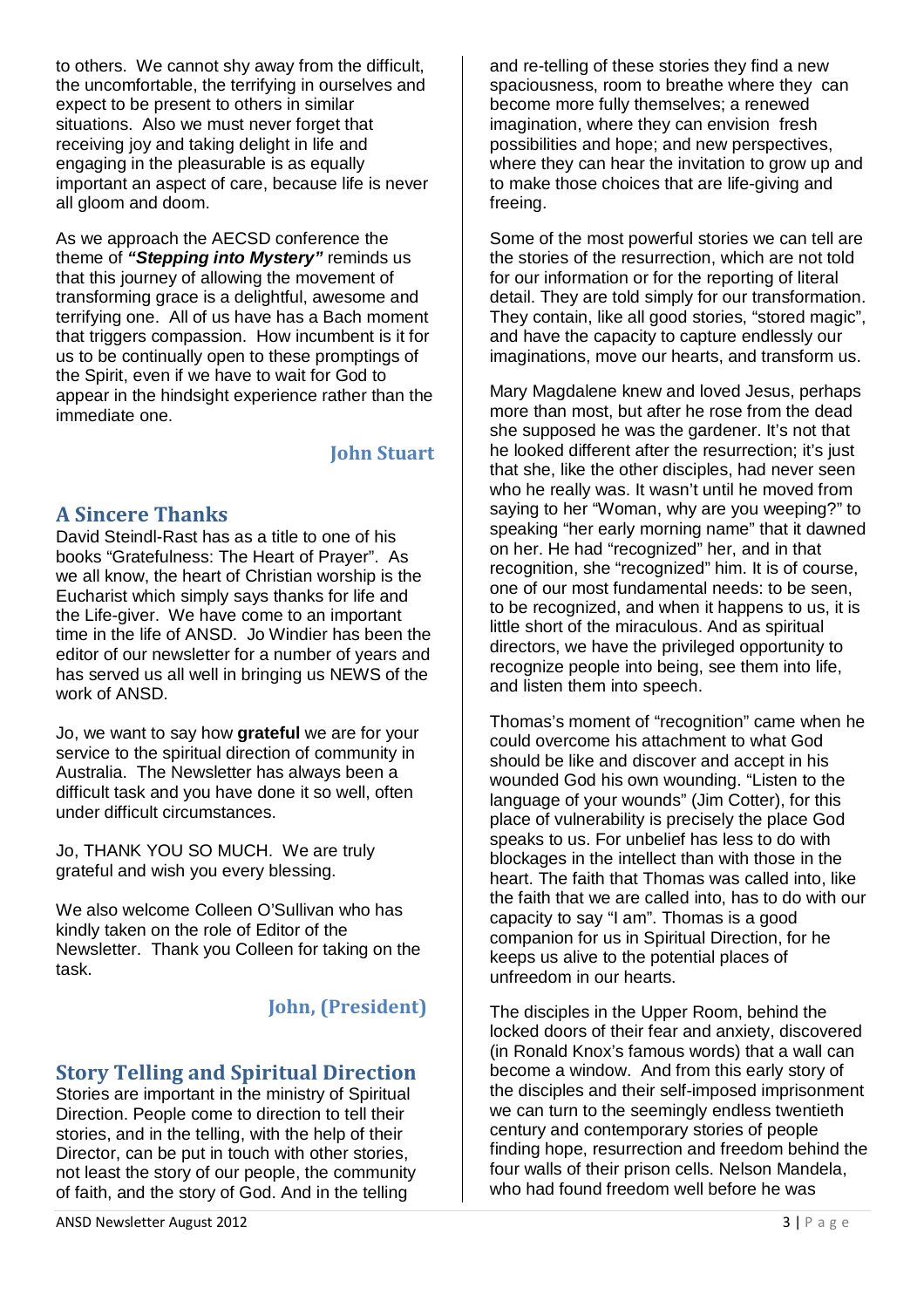to others. We cannot shy away from the difficult, the uncomfortable, the terrifying in ourselves and expect to be present to others in similar situations. Also we must never forget that receiving joy and taking delight in life and engaging in the pleasurable is as equally important an aspect of care, because life is never all gloom and doom.

As we approach the AECSD conference the theme of ***"Stepping into Mystery"*** reminds us that this journey of allowing the movement of transforming grace is a delightful, awesome and terrifying one. All of us have has a Bach moment that triggers compassion. How incumbent is it for us to be continually open to these promptings of the Spirit, even if we have to wait for God to appear in the hindsight experience rather than the immediate one.

**John Stuart**

## A Sincere Thanks

David Steindl-Rast has as a title to one of his books "Gratefulness: The Heart of Prayer". As we all know, the heart of Christian worship is the Eucharist which simply says thanks for life and the Life-giver. We have come to an important time in the life of ANSD. Jo Windier has been the editor of our newsletter for a number of years and has served us all well in bringing us NEWS of the work of ANSD.

Jo, we want to say how **grateful** we are for your service to the spiritual direction of community in Australia. The Newsletter has always been a difficult task and you have done it so well, often under difficult circumstances.

Jo, THANK YOU SO MUCH. We are truly grateful and wish you every blessing.

We also welcome Colleen O'Sullivan who has kindly taken on the role of Editor of the Newsletter. Thank you Colleen for taking on the task.

**John, (President)**

## Story Telling and Spiritual Direction

Stories are important in the ministry of Spiritual Direction. People come to direction to tell their stories, and in the telling, with the help of their Director, can be put in touch with other stories, not least the story of our people, the community of faith, and the story of God. And in the telling and re-telling of these stories they find a new spaciousness, room to breathe where they can become more fully themselves; a renewed imagination, where they can envision fresh possibilities and hope; and new perspectives, where they can hear the invitation to grow up and to make those choices that are life-giving and freeing.

Some of the most powerful stories we can tell are the stories of the resurrection, which are not told for our information or for the reporting of literal detail. They are told simply for our transformation. They contain, like all good stories, "stored magic", and have the capacity to capture endlessly our imaginations, move our hearts, and transform us.

Mary Magdalene knew and loved Jesus, perhaps more than most, but after he rose from the dead she supposed he was the gardener. It's not that he looked different after the resurrection; it's just that she, like the other disciples, had never seen who he really was. It wasn't until he moved from saying to her "Woman, why are you weeping?" to speaking "her early morning name" that it dawned on her. He had "recognized" her, and in that recognition, she "recognized" him. It is of course, one of our most fundamental needs: to be seen, to be recognized, and when it happens to us, it is little short of the miraculous. And as spiritual directors, we have the privileged opportunity to recognize people into being, see them into life, and listen them into speech.

Thomas's moment of "recognition" came when he could overcome his attachment to what God should be like and discover and accept in his wounded God his own wounding. "Listen to the language of your wounds" (Jim Cotter), for this place of vulnerability is precisely the place God speaks to us. For unbelief has less to do with blockages in the intellect than with those in the heart. The faith that Thomas was called into, like the faith that we are called into, has to do with our capacity to say "I am". Thomas is a good companion for us in Spiritual Direction, for he keeps us alive to the potential places of unfreedom in our hearts.

The disciples in the Upper Room, behind the locked doors of their fear and anxiety, discovered (in Ronald Knox's famous words) that a wall can become a window. And from this early story of the disciples and their self-imposed imprisonment we can turn to the seemingly endless twentieth century and contemporary stories of people finding hope, resurrection and freedom behind the four walls of their prison cells. Nelson Mandela, who had found freedom well before he was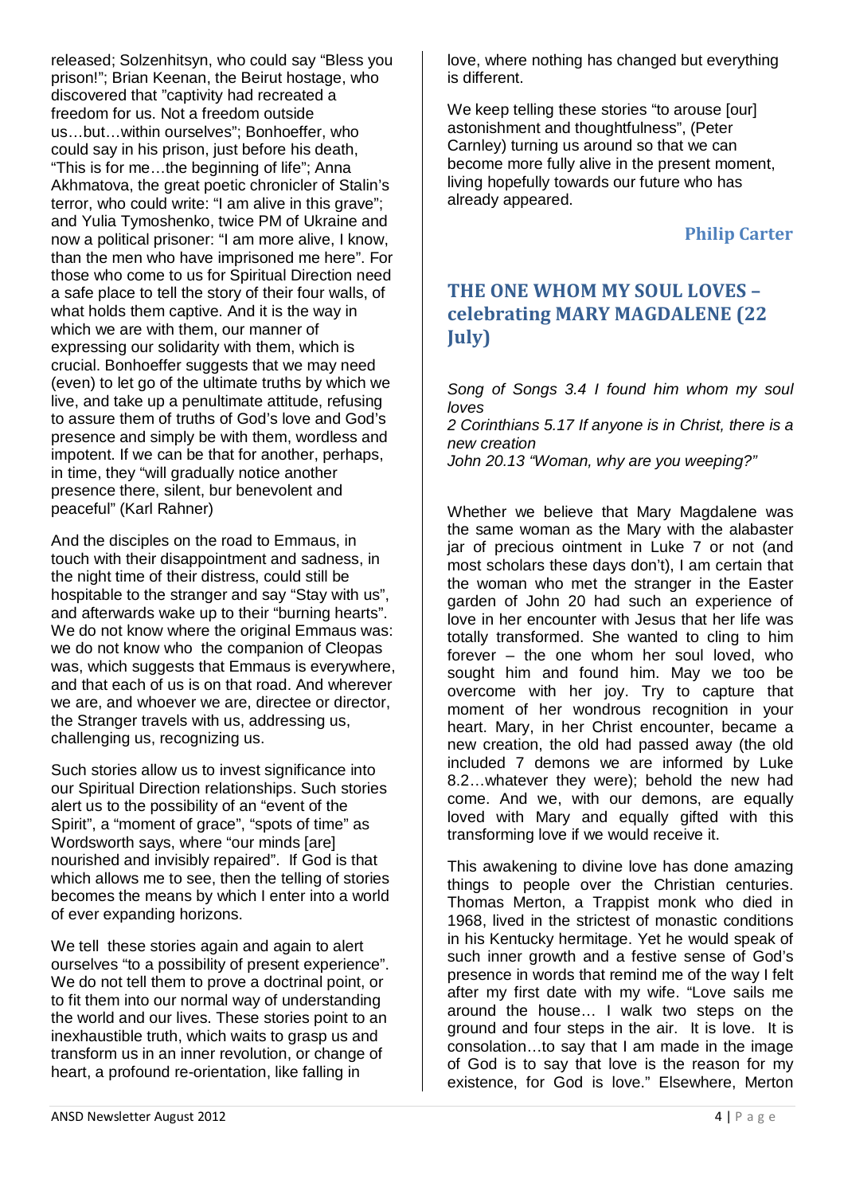released; Solzenhitsyn, who could say "Bless you prison!"; Brian Keenan, the Beirut hostage, who discovered that "captivity had recreated a freedom for us. Not a freedom outside us…but…within ourselves"; Bonhoeffer, who could say in his prison, just before his death, "This is for me…the beginning of life"; Anna Akhmatova, the great poetic chronicler of Stalin's terror, who could write: "I am alive in this grave"; and Yulia Tymoshenko, twice PM of Ukraine and now a political prisoner: "I am more alive, I know, than the men who have imprisoned me here". For those who come to us for Spiritual Direction need a safe place to tell the story of their four walls, of what holds them captive. And it is the way in which we are with them, our manner of expressing our solidarity with them, which is crucial. Bonhoeffer suggests that we may need (even) to let go of the ultimate truths by which we live, and take up a penultimate attitude, refusing to assure them of truths of God's love and God's presence and simply be with them, wordless and impotent. If we can be that for another, perhaps, in time, they "will gradually notice another presence there, silent, bur benevolent and peaceful" (Karl Rahner)

And the disciples on the road to Emmaus, in touch with their disappointment and sadness, in the night time of their distress, could still be hospitable to the stranger and say "Stay with us", and afterwards wake up to their "burning hearts". We do not know where the original Emmaus was: we do not know who the companion of Cleopas was, which suggests that Emmaus is everywhere, and that each of us is on that road. And wherever we are, and whoever we are, directee or director, the Stranger travels with us, addressing us, challenging us, recognizing us.

Such stories allow us to invest significance into our Spiritual Direction relationships. Such stories alert us to the possibility of an "event of the Spirit", a "moment of grace", "spots of time" as Wordsworth says, where "our minds [are] nourished and invisibly repaired". If God is that which allows me to see, then the telling of stories becomes the means by which I enter into a world of ever expanding horizons.

We tell these stories again and again to alert ourselves "to a possibility of present experience". We do not tell them to prove a doctrinal point, or to fit them into our normal way of understanding the world and our lives. These stories point to an inexhaustible truth, which waits to grasp us and transform us in an inner revolution, or change of heart, a profound re-orientation, like falling in love, where nothing has changed but everything is different.

We keep telling these stories "to arouse [our] astonishment and thoughtfulness", (Peter Carnley) turning us around so that we can become more fully alive in the present moment, living hopefully towards our future who has already appeared.

**Philip Carter**

## THE ONE WHOM MY SOUL LOVES – celebrating MARY MAGDALENE (22 July)

*Song of Songs 3.4 I found him whom my soul loves*
*2 Corinthians 5.17 If anyone is in Christ, there is a new creation*
*John 20.13 "Woman, why are you weeping?"*

Whether we believe that Mary Magdalene was the same woman as the Mary with the alabaster jar of precious ointment in Luke 7 or not (and most scholars these days don't), I am certain that the woman who met the stranger in the Easter garden of John 20 had such an experience of love in her encounter with Jesus that her life was totally transformed. She wanted to cling to him forever – the one whom her soul loved, who sought him and found him. May we too be overcome with her joy. Try to capture that moment of her wondrous recognition in your heart. Mary, in her Christ encounter, became a new creation, the old had passed away (the old included 7 demons we are informed by Luke 8.2…whatever they were); behold the new had come. And we, with our demons, are equally loved with Mary and equally gifted with this transforming love if we would receive it.

This awakening to divine love has done amazing things to people over the Christian centuries. Thomas Merton, a Trappist monk who died in 1968, lived in the strictest of monastic conditions in his Kentucky hermitage. Yet he would speak of such inner growth and a festive sense of God's presence in words that remind me of the way I felt after my first date with my wife. "Love sails me around the house… I walk two steps on the ground and four steps in the air. It is love. It is consolation…to say that I am made in the image of God is to say that love is the reason for my existence, for God is love." Elsewhere, Merton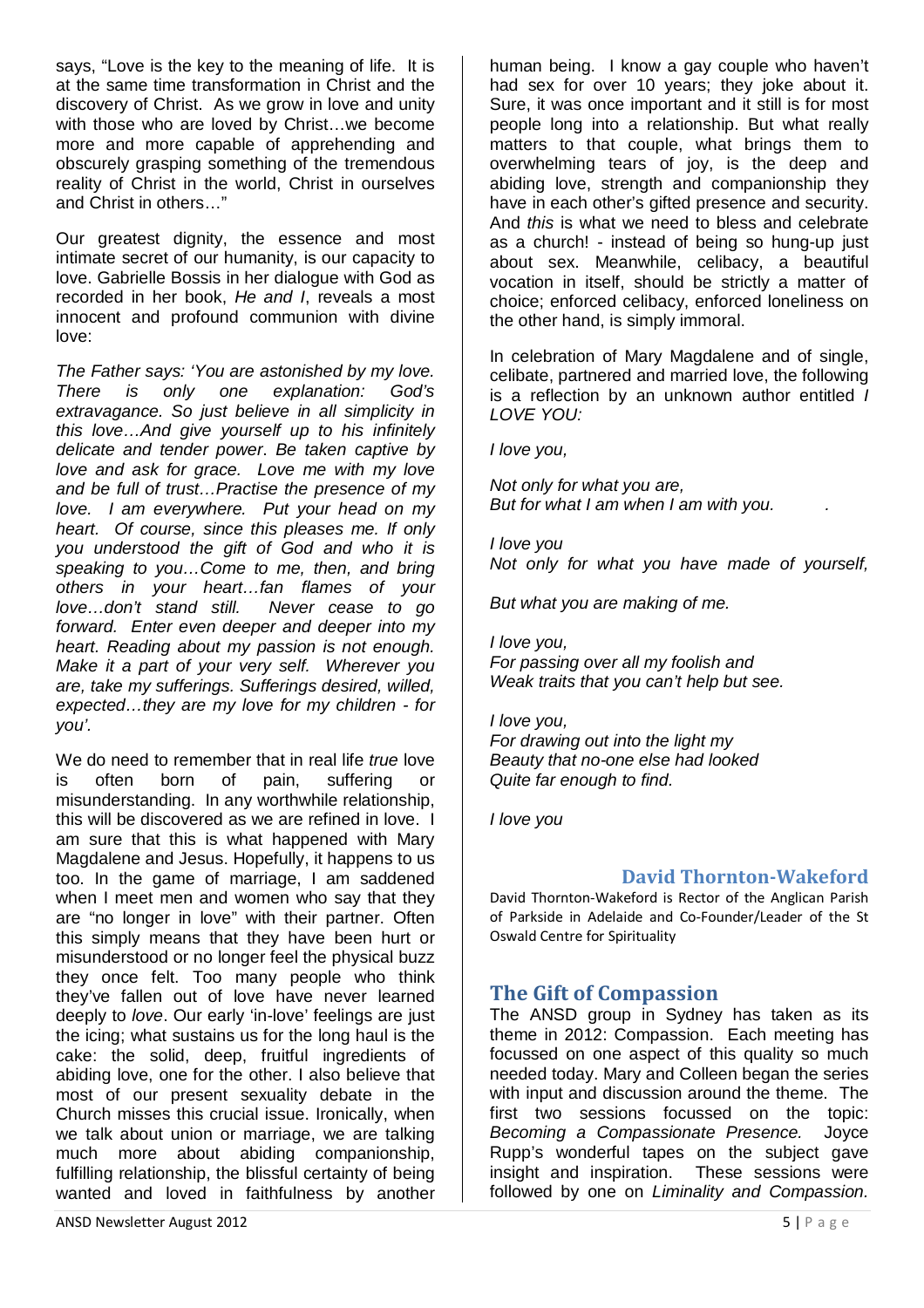says, "Love is the key to the meaning of life. It is at the same time transformation in Christ and the discovery of Christ. As we grow in love and unity with those who are loved by Christ…we become more and more capable of apprehending and obscurely grasping something of the tremendous reality of Christ in the world, Christ in ourselves and Christ in others…"

Our greatest dignity, the essence and most intimate secret of our humanity, is our capacity to love. Gabrielle Bossis in her dialogue with God as recorded in her book, *He and I*, reveals a most innocent and profound communion with divine love:

*The Father says: 'You are astonished by my love. There is only one explanation: God's extravagance. So just believe in all simplicity in this love…And give yourself up to his infinitely delicate and tender power. Be taken captive by love and ask for grace. Love me with my love and be full of trust…Practise the presence of my love. I am everywhere. Put your head on my heart. Of course, since this pleases me. If only you understood the gift of God and who it is speaking to you…Come to me, then, and bring others in your heart…fan flames of your love…don't stand still. Never cease to go forward. Enter even deeper and deeper into my heart. Reading about my passion is not enough. Make it a part of your very self. Wherever you are, take my sufferings. Sufferings desired, willed, expected…they are my love for my children - for you'.*

We do need to remember that in real life *true* love is often born of pain, suffering or misunderstanding. In any worthwhile relationship, this will be discovered as we are refined in love. I am sure that this is what happened with Mary Magdalene and Jesus. Hopefully, it happens to us too. In the game of marriage, I am saddened when I meet men and women who say that they are "no longer in love" with their partner. Often this simply means that they have been hurt or misunderstood or no longer feel the physical buzz they once felt. Too many people who think they've fallen out of love have never learned deeply to *love*. Our early 'in-love' feelings are just the icing; what sustains us for the long haul is the cake: the solid, deep, fruitful ingredients of abiding love, one for the other. I also believe that most of our present sexuality debate in the Church misses this crucial issue. Ironically, when we talk about union or marriage, we are talking much more about abiding companionship, fulfilling relationship, the blissful certainty of being wanted and loved in faithfulness by another human being. I know a gay couple who haven't had sex for over 10 years; they joke about it. Sure, it was once important and it still is for most people long into a relationship. But what really matters to that couple, what brings them to overwhelming tears of joy, is the deep and abiding love, strength and companionship they have in each other's gifted presence and security. And *this* is what we need to bless and celebrate as a church! - instead of being so hung-up just about sex. Meanwhile, celibacy, a beautiful vocation in itself, should be strictly a matter of choice; enforced celibacy, enforced loneliness on the other hand, is simply immoral.

In celebration of Mary Magdalene and of single, celibate, partnered and married love, the following is a reflection by an unknown author entitled *I LOVE YOU:*

*I love you,*

*Not only for what you are,*
*But for what I am when I am with you.*

*I love you*
*Not only for what you have made of yourself,*

*But what you are making of me.*

*I love you,*
*For passing over all my foolish and*
*Weak traits that you can't help but see.*

*I love you,*
*For drawing out into the light my*
*Beauty that no-one else had looked*
*Quite far enough to find.*

*I love you*

### David Thornton-Wakeford

David Thornton-Wakeford is Rector of the Anglican Parish of Parkside in Adelaide and Co-Founder/Leader of the St Oswald Centre for Spirituality

## The Gift of Compassion

The ANSD group in Sydney has taken as its theme in 2012: Compassion. Each meeting has focussed on one aspect of this quality so much needed today. Mary and Colleen began the series with input and discussion around the theme. The first two sessions focussed on the topic: *Becoming a Compassionate Presence.* Joyce Rupp's wonderful tapes on the subject gave insight and inspiration. These sessions were followed by one on *Liminality and Compassion.*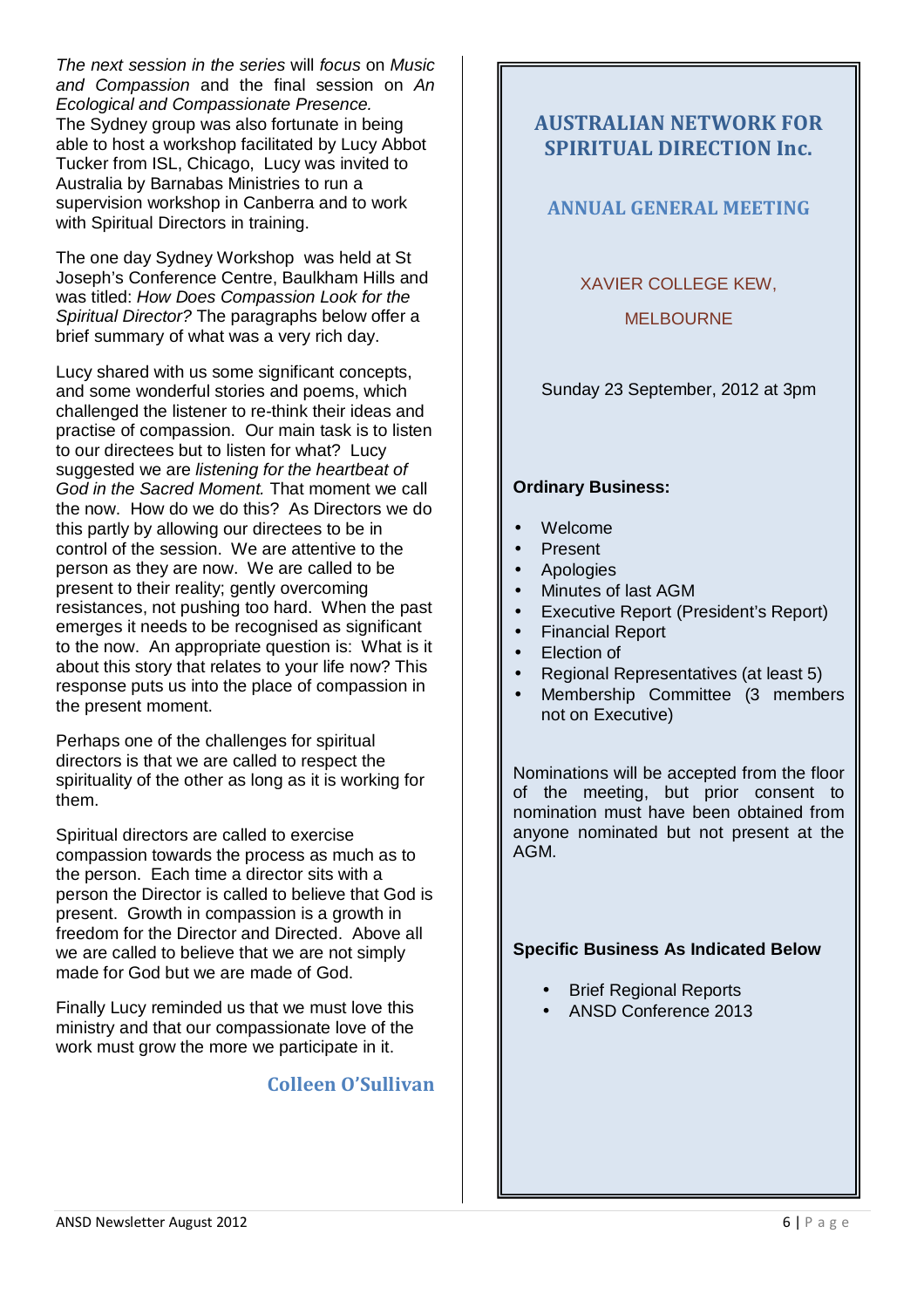*The next session in the series* will *focus* on *Music and Compassion* and the final session on *An Ecological and Compassionate Presence.*
The Sydney group was also fortunate in being able to host a workshop facilitated by Lucy Abbot Tucker from ISL, Chicago, Lucy was invited to Australia by Barnabas Ministries to run a supervision workshop in Canberra and to work with Spiritual Directors in training.

The one day Sydney Workshop was held at St Joseph's Conference Centre, Baulkham Hills and was titled: *How Does Compassion Look for the Spiritual Director?* The paragraphs below offer a brief summary of what was a very rich day.

Lucy shared with us some significant concepts, and some wonderful stories and poems, which challenged the listener to re-think their ideas and practise of compassion. Our main task is to listen to our directees but to listen for what? Lucy suggested we are *listening for the heartbeat of God in the Sacred Moment.* That moment we call the now. How do we do this? As Directors we do this partly by allowing our directees to be in control of the session. We are attentive to the person as they are now. We are called to be present to their reality; gently overcoming resistances, not pushing too hard. When the past emerges it needs to be recognised as significant to the now. An appropriate question is: What is it about this story that relates to your life now? This response puts us into the place of compassion in the present moment.

Perhaps one of the challenges for spiritual directors is that we are called to respect the spirituality of the other as long as it is working for them.

Spiritual directors are called to exercise compassion towards the process as much as to the person. Each time a director sits with a person the Director is called to believe that God is present. Growth in compassion is a growth in freedom for the Director and Directed. Above all we are called to believe that we are not simply made for God but we are made of God.

Finally Lucy reminded us that we must love this ministry and that our compassionate love of the work must grow the more we participate in it.

**Colleen O'Sullivan**

## AUSTRALIAN NETWORK FOR SPIRITUAL DIRECTION Inc.

### ANNUAL GENERAL MEETING

XAVIER COLLEGE KEW,

MELBOURNE

Sunday 23 September, 2012 at 3pm

**Ordinary Business:**

- Welcome
- Present
- Apologies
- Minutes of last AGM
- Executive Report (President's Report)
- Financial Report
- Election of
- Regional Representatives (at least 5)
- Membership Committee (3 members not on Executive)

Nominations will be accepted from the floor of the meeting, but prior consent to nomination must have been obtained from anyone nominated but not present at the AGM.

**Specific Business As Indicated Below**

- Brief Regional Reports
- ANSD Conference 2013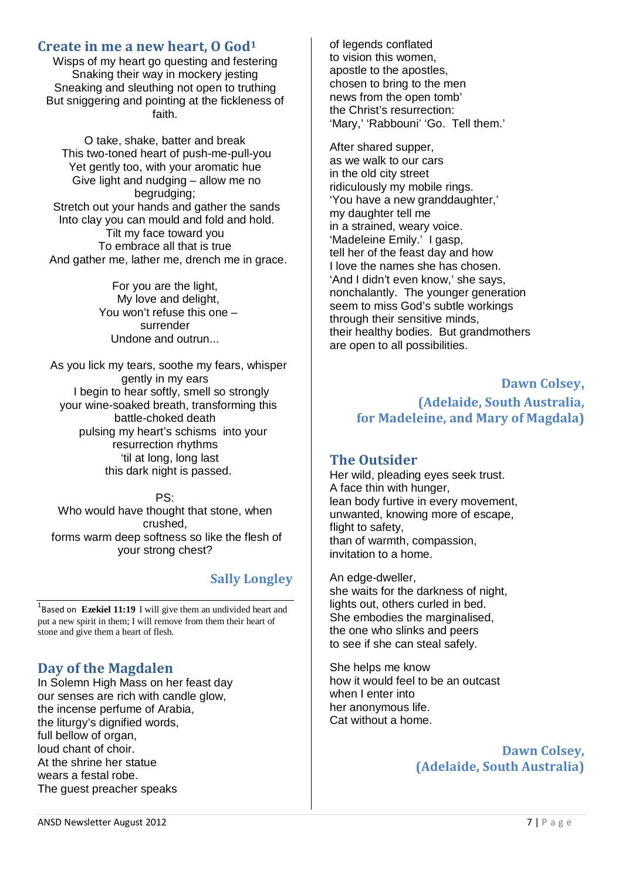## Create in me a new heart, O God[1]

Wisps of my heart go questing and festering
Snaking their way in mockery jesting
Sneaking and sleuthing not open to truthing
But sniggering and pointing at the fickleness of faith.

O take, shake, batter and break
This two-toned heart of push-me-pull-you
Yet gently too, with your aromatic hue
Give light and nudging – allow me no begrudging;
Stretch out your hands and gather the sands
Into clay you can mould and fold and hold.
Tilt my face toward you
To embrace all that is true
And gather me, lather me, drench me in grace.

For you are the light,
My love and delight,
You won't refuse this one – surrender
Undone and outrun...

As you lick my tears, soothe my fears, whisper gently in my ears
I begin to hear softly, smell so strongly
your wine-soaked breath, transforming this battle-choked death
pulsing my heart's schisms into your resurrection rhythms
'til at long, long last
this dark night is passed.

PS:
Who would have thought that stone, when crushed,
forms warm deep softness so like the flesh of your strong chest?

**Sally Longley**

[1]Based on **Ezekiel 11:19** I will give them an undivided heart and put a new spirit in them; I will remove from them their heart of stone and give them a heart of flesh.

## Day of the Magdalen

In Solemn High Mass on her feast day
our senses are rich with candle glow,
the incense perfume of Arabia,
the liturgy's dignified words,
full bellow of organ,
loud chant of choir.
At the shrine her statue
wears a festal robe.
The guest preacher speaks
of legends conflated
to vision this women,
apostle to the apostles,
chosen to bring to the men
news from the open tomb'
the Christ's resurrection:
'Mary,' 'Rabbouni' 'Go. Tell them.'

After shared supper,
as we walk to our cars
in the old city street
ridiculously my mobile rings.
'You have a new granddaughter,'
my daughter tell me
in a strained, weary voice.
'Madeleine Emily.' I gasp,
tell her of the feast day and how
I love the names she has chosen.
'And I didn't even know,' she says,
nonchalantly. The younger generation
seem to miss God's subtle workings
through their sensitive minds,
their healthy bodies. But grandmothers
are open to all possibilities.

**Dawn Colsey,
(Adelaide, South Australia,
for Madeleine, and Mary of Magdala)**

## The Outsider

Her wild, pleading eyes seek trust.
A face thin with hunger,
lean body furtive in every movement,
unwanted, knowing more of escape,
flight to safety,
than of warmth, compassion,
invitation to a home.

An edge-dweller,
she waits for the darkness of night,
lights out, others curled in bed.
She embodies the marginalised,
the one who slinks and peers
to see if she can steal safely.

She helps me know
how it would feel to be an outcast
when I enter into
her anonymous life.
Cat without a home.

**Dawn Colsey,
(Adelaide, South Australia)**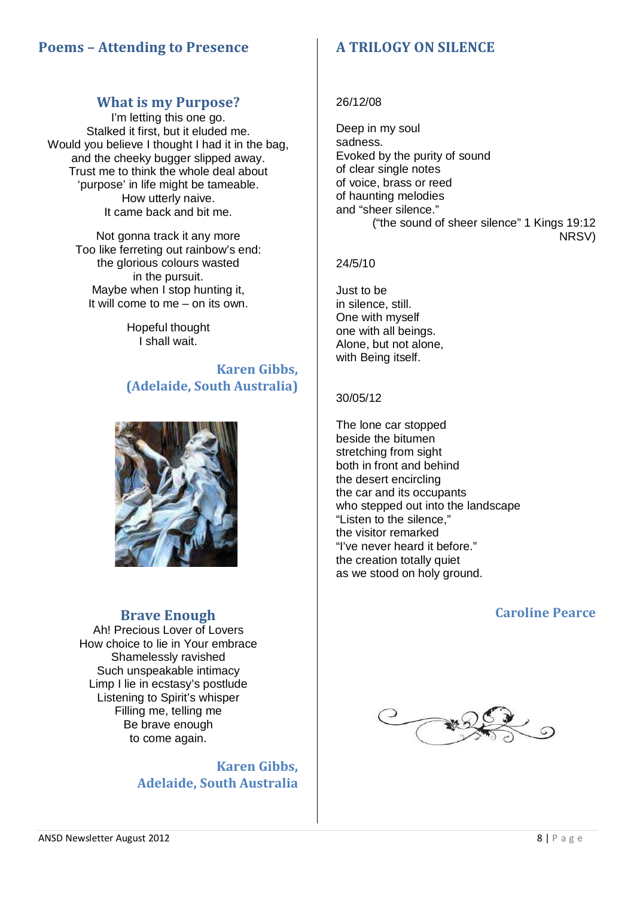## Poems – Attending to Presence

### What is my Purpose?

I'm letting this one go.
Stalked it first, but it eluded me.
Would you believe I thought I had it in the bag,
and the cheeky bugger slipped away.
Trust me to think the whole deal about
'purpose' in life might be tameable.
How utterly naive.
It came back and bit me.

Not gonna track it any more
Too like ferreting out rainbow's end:
the glorious colours wasted
in the pursuit.
Maybe when I stop hunting it,
It will come to me – on its own.

Hopeful thought
I shall wait.

**Karen Gibbs,**
**(Adelaide, South Australia)**

### Brave Enough

Ah! Precious Lover of Lovers
How choice to lie in Your embrace
Shamelessly ravished
Such unspeakable intimacy
Limp I lie in ecstasy's postlude
Listening to Spirit's whisper
Filling me, telling me
Be brave enough
to come again.

**Karen Gibbs,**
**Adelaide, South Australia**

## A TRILOGY ON SILENCE

26/12/08

Deep in my soul
sadness.
Evoked by the purity of sound
of clear single notes
of voice, brass or reed
of haunting melodies
and "sheer silence."
("the sound of sheer silence" 1 Kings 19:12 NRSV)

24/5/10

Just to be
in silence, still.
One with myself
one with all beings.
Alone, but not alone,
with Being itself.

30/05/12

The lone car stopped
beside the bitumen
stretching from sight
both in front and behind
the desert encircling
the car and its occupants
who stepped out into the landscape
"Listen to the silence,"
the visitor remarked
"I've never heard it before."
the creation totally quiet
as we stood on holy ground.

**Caroline Pearce**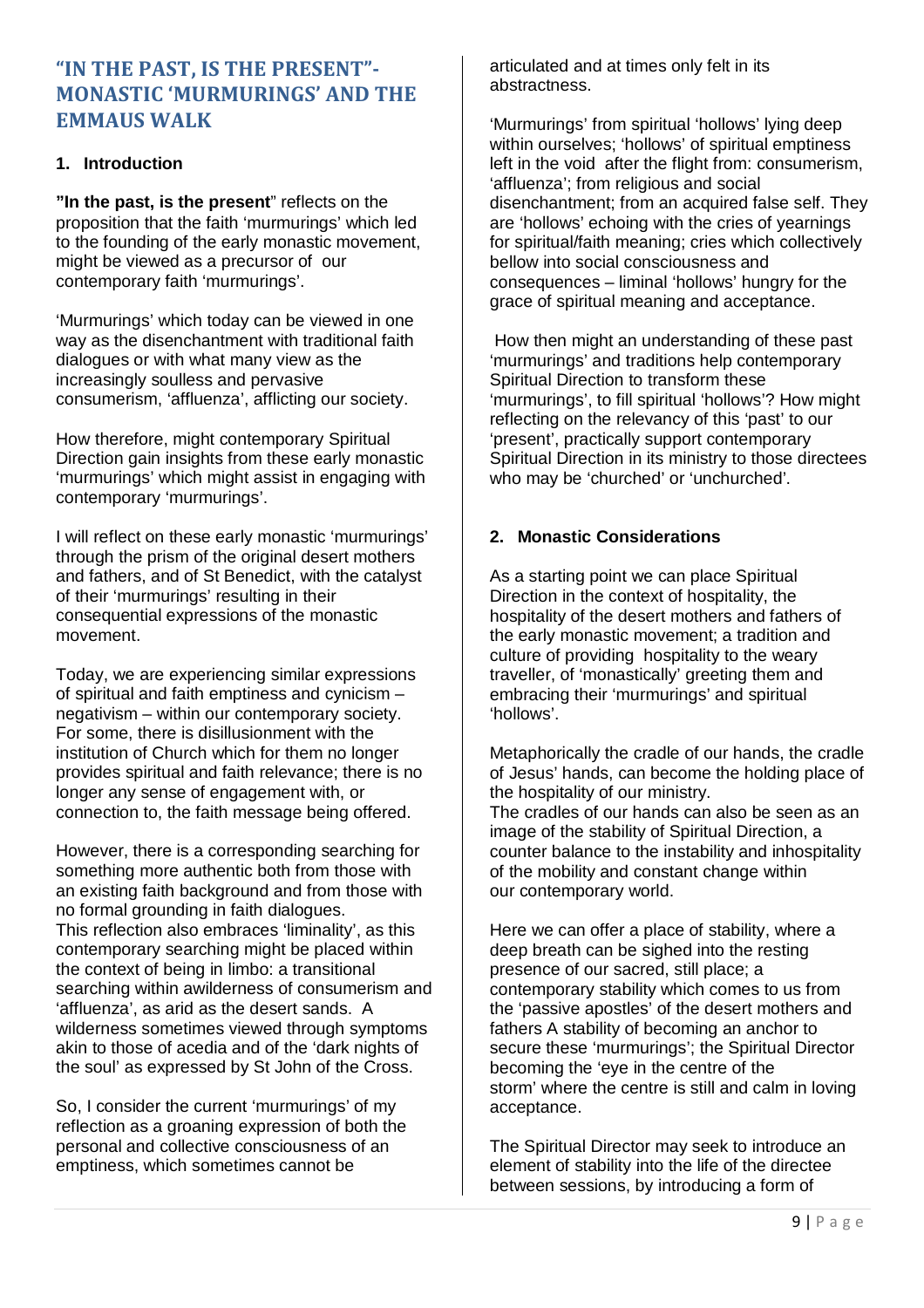## "IN THE PAST, IS THE PRESENT"- MONASTIC 'MURMURINGS' AND THE EMMAUS WALK

### 1. Introduction

**"In the past, is the present**" reflects on the proposition that the faith 'murmurings' which led to the founding of the early monastic movement, might be viewed as a precursor of our contemporary faith 'murmurings'.

'Murmurings' which today can be viewed in one way as the disenchantment with traditional faith dialogues or with what many view as the increasingly soulless and pervasive consumerism, 'affluenza', afflicting our society.

How therefore, might contemporary Spiritual Direction gain insights from these early monastic 'murmurings' which might assist in engaging with contemporary 'murmurings'.

I will reflect on these early monastic 'murmurings' through the prism of the original desert mothers and fathers, and of St Benedict, with the catalyst of their 'murmurings' resulting in their consequential expressions of the monastic movement.

Today, we are experiencing similar expressions of spiritual and faith emptiness and cynicism – negativism – within our contemporary society. For some, there is disillusionment with the institution of Church which for them no longer provides spiritual and faith relevance; there is no longer any sense of engagement with, or connection to, the faith message being offered.

However, there is a corresponding searching for something more authentic both from those with an existing faith background and from those with no formal grounding in faith dialogues.
This reflection also embraces 'liminality', as this contemporary searching might be placed within the context of being in limbo: a transitional searching within awilderness of consumerism and 'affluenza', as arid as the desert sands. A wilderness sometimes viewed through symptoms akin to those of acedia and of the 'dark nights of the soul' as expressed by St John of the Cross.

So, I consider the current 'murmurings' of my reflection as a groaning expression of both the personal and collective consciousness of an emptiness, which sometimes cannot be articulated and at times only felt in its abstractness.

'Murmurings' from spiritual 'hollows' lying deep within ourselves; 'hollows' of spiritual emptiness left in the void after the flight from: consumerism, 'affluenza'; from religious and social disenchantment; from an acquired false self. They are 'hollows' echoing with the cries of yearnings for spiritual/faith meaning; cries which collectively bellow into social consciousness and consequences – liminal 'hollows' hungry for the grace of spiritual meaning and acceptance.

How then might an understanding of these past 'murmurings' and traditions help contemporary Spiritual Direction to transform these 'murmurings', to fill spiritual 'hollows'? How might reflecting on the relevancy of this 'past' to our 'present', practically support contemporary Spiritual Direction in its ministry to those directees who may be 'churched' or 'unchurched'.

### 2. Monastic Considerations

As a starting point we can place Spiritual Direction in the context of hospitality, the hospitality of the desert mothers and fathers of the early monastic movement; a tradition and culture of providing hospitality to the weary traveller, of 'monastically' greeting them and embracing their 'murmurings' and spiritual 'hollows'.

Metaphorically the cradle of our hands, the cradle of Jesus' hands, can become the holding place of the hospitality of our ministry.
The cradles of our hands can also be seen as an image of the stability of Spiritual Direction, a counter balance to the instability and inhospitality of the mobility and constant change within our contemporary world.

Here we can offer a place of stability, where a deep breath can be sighed into the resting presence of our sacred, still place; a contemporary stability which comes to us from the 'passive apostles' of the desert mothers and fathers A stability of becoming an anchor to secure these 'murmurings'; the Spiritual Director becoming the 'eye in the centre of the storm' where the centre is still and calm in loving acceptance.

The Spiritual Director may seek to introduce an element of stability into the life of the directee between sessions, by introducing a form of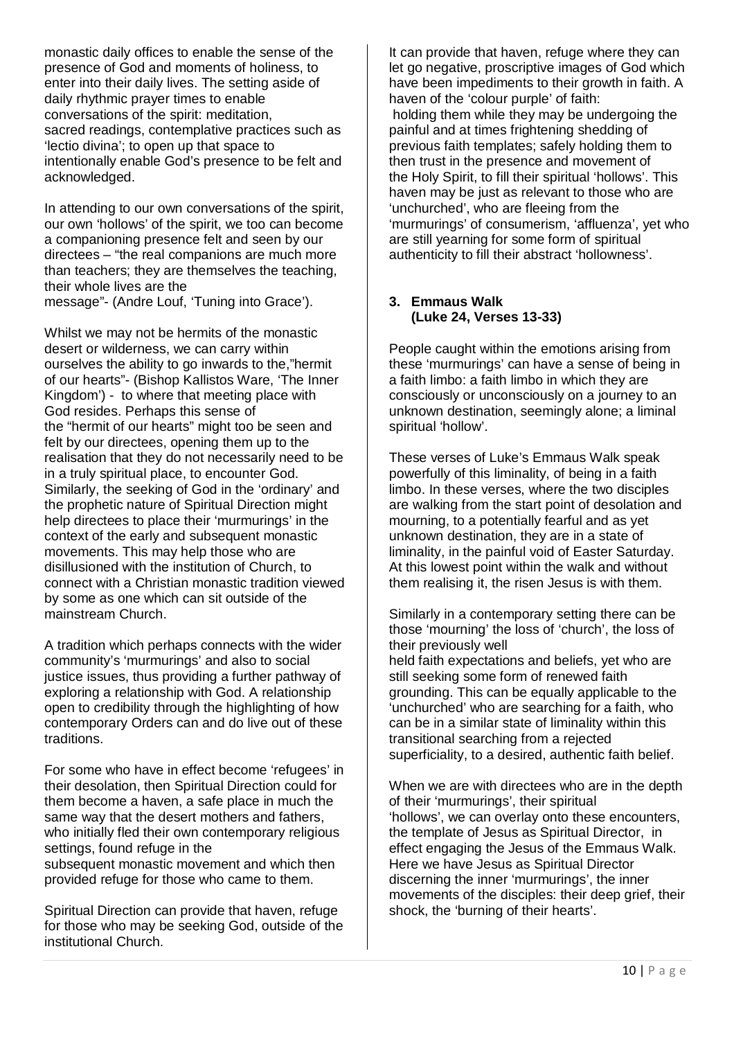monastic daily offices to enable the sense of the presence of God and moments of holiness, to enter into their daily lives. The setting aside of daily rhythmic prayer times to enable conversations of the spirit: meditation, sacred readings, contemplative practices such as 'lectio divina'; to open up that space to intentionally enable God's presence to be felt and acknowledged.

In attending to our own conversations of the spirit, our own 'hollows' of the spirit, we too can become a companioning presence felt and seen by our directees – "the real companions are much more than teachers; they are themselves the teaching, their whole lives are the message"- (Andre Louf, 'Tuning into Grace').

Whilst we may not be hermits of the monastic desert or wilderness, we can carry within ourselves the ability to go inwards to the,"hermit of our hearts"- (Bishop Kallistos Ware, 'The Inner Kingdom') - to where that meeting place with God resides. Perhaps this sense of the "hermit of our hearts" might too be seen and felt by our directees, opening them up to the realisation that they do not necessarily need to be in a truly spiritual place, to encounter God. Similarly, the seeking of God in the 'ordinary' and the prophetic nature of Spiritual Direction might help directees to place their 'murmurings' in the context of the early and subsequent monastic movements. This may help those who are disillusioned with the institution of Church, to connect with a Christian monastic tradition viewed by some as one which can sit outside of the mainstream Church.

A tradition which perhaps connects with the wider community's 'murmurings' and also to social justice issues, thus providing a further pathway of exploring a relationship with God. A relationship open to credibility through the highlighting of how contemporary Orders can and do live out of these traditions.

For some who have in effect become 'refugees' in their desolation, then Spiritual Direction could for them become a haven, a safe place in much the same way that the desert mothers and fathers, who initially fled their own contemporary religious settings, found refuge in the subsequent monastic movement and which then provided refuge for those who came to them.

Spiritual Direction can provide that haven, refuge for those who may be seeking God, outside of the institutional Church.

It can provide that haven, refuge where they can let go negative, proscriptive images of God which have been impediments to their growth in faith. A haven of the 'colour purple' of faith: holding them while they may be undergoing the painful and at times frightening shedding of previous faith templates; safely holding them to then trust in the presence and movement of the Holy Spirit, to fill their spiritual 'hollows'. This haven may be just as relevant to those who are 'unchurched', who are fleeing from the 'murmurings' of consumerism, 'affluenza', yet who are still yearning for some form of spiritual authenticity to fill their abstract 'hollowness'.

### 3. Emmaus Walk (Luke 24, Verses 13-33)

People caught within the emotions arising from these 'murmurings' can have a sense of being in a faith limbo: a faith limbo in which they are consciously or unconsciously on a journey to an unknown destination, seemingly alone; a liminal spiritual 'hollow'.

These verses of Luke's Emmaus Walk speak powerfully of this liminality, of being in a faith limbo. In these verses, where the two disciples are walking from the start point of desolation and mourning, to a potentially fearful and as yet unknown destination, they are in a state of liminality, in the painful void of Easter Saturday. At this lowest point within the walk and without them realising it, the risen Jesus is with them.

Similarly in a contemporary setting there can be those 'mourning' the loss of 'church', the loss of their previously well held faith expectations and beliefs, yet who are still seeking some form of renewed faith grounding. This can be equally applicable to the 'unchurched' who are searching for a faith, who can be in a similar state of liminality within this transitional searching from a rejected superficiality, to a desired, authentic faith belief.

When we are with directees who are in the depth of their 'murmurings', their spiritual 'hollows', we can overlay onto these encounters, the template of Jesus as Spiritual Director, in effect engaging the Jesus of the Emmaus Walk. Here we have Jesus as Spiritual Director discerning the inner 'murmurings', the inner movements of the disciples: their deep grief, their shock, the 'burning of their hearts'.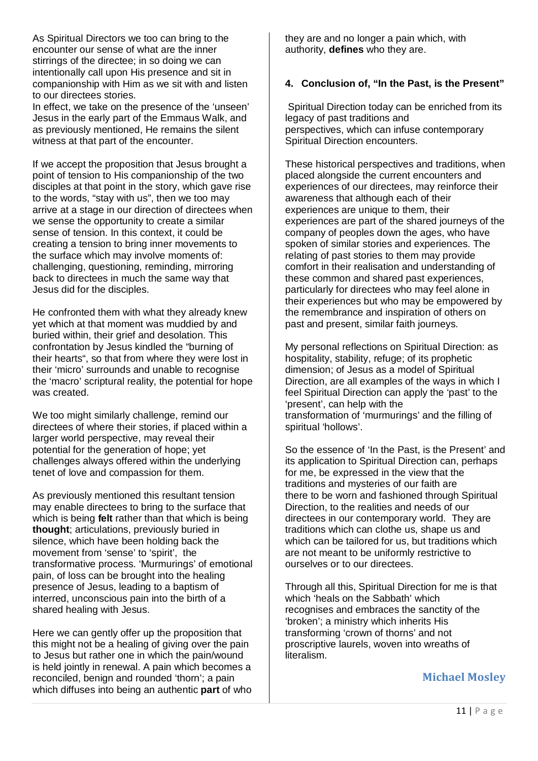As Spiritual Directors we too can bring to the encounter our sense of what are the inner stirrings of the directee; in so doing we can intentionally call upon His presence and sit in companionship with Him as we sit with and listen to our directees stories.

In effect, we take on the presence of the 'unseen' Jesus in the early part of the Emmaus Walk, and as previously mentioned, He remains the silent witness at that part of the encounter.

If we accept the proposition that Jesus brought a point of tension to His companionship of the two disciples at that point in the story, which gave rise to the words, "stay with us", then we too may arrive at a stage in our direction of directees when we sense the opportunity to create a similar sense of tension. In this context, it could be creating a tension to bring inner movements to the surface which may involve moments of: challenging, questioning, reminding, mirroring back to directees in much the same way that Jesus did for the disciples.

He confronted them with what they already knew yet which at that moment was muddied by and buried within, their grief and desolation. This confrontation by Jesus kindled the "burning of their hearts", so that from where they were lost in their 'micro' surrounds and unable to recognise the 'macro' scriptural reality, the potential for hope was created.

We too might similarly challenge, remind our directees of where their stories, if placed within a larger world perspective, may reveal their potential for the generation of hope; yet challenges always offered within the underlying tenet of love and compassion for them.

As previously mentioned this resultant tension may enable directees to bring to the surface that which is being **felt** rather than that which is being **thought**; articulations, previously buried in silence, which have been holding back the movement from 'sense' to 'spirit', the transformative process. 'Murmurings' of emotional pain, of loss can be brought into the healing presence of Jesus, leading to a baptism of interred, unconscious pain into the birth of a shared healing with Jesus.

Here we can gently offer up the proposition that this might not be a healing of giving over the pain to Jesus but rather one in which the pain/wound is held jointly in renewal. A pain which becomes a reconciled, benign and rounded 'thorn'; a pain which diffuses into being an authentic **part** of who they are and no longer a pain which, with authority, **defines** who they are.

### 4. Conclusion of, "In the Past, is the Present"

Spiritual Direction today can be enriched from its legacy of past traditions and perspectives, which can infuse contemporary Spiritual Direction encounters.

These historical perspectives and traditions, when placed alongside the current encounters and experiences of our directees, may reinforce their awareness that although each of their experiences are unique to them, their experiences are part of the shared journeys of the company of peoples down the ages, who have spoken of similar stories and experiences. The relating of past stories to them may provide comfort in their realisation and understanding of these common and shared past experiences, particularly for directees who may feel alone in their experiences but who may be empowered by the remembrance and inspiration of others on past and present, similar faith journeys.

My personal reflections on Spiritual Direction: as hospitality, stability, refuge; of its prophetic dimension; of Jesus as a model of Spiritual Direction, are all examples of the ways in which I feel Spiritual Direction can apply the 'past' to the 'present', can help with the transformation of 'murmurings' and the filling of spiritual 'hollows'.

So the essence of 'In the Past, is the Present' and its application to Spiritual Direction can, perhaps for me, be expressed in the view that the traditions and mysteries of our faith are there to be worn and fashioned through Spiritual Direction, to the realities and needs of our directees in our contemporary world. They are traditions which can clothe us, shape us and which can be tailored for us, but traditions which are not meant to be uniformly restrictive to ourselves or to our directees.

Through all this, Spiritual Direction for me is that which 'heals on the Sabbath' which recognises and embraces the sanctity of the 'broken'; a ministry which inherits His transforming 'crown of thorns' and not proscriptive laurels, woven into wreaths of literalism.

**Michael Mosley**